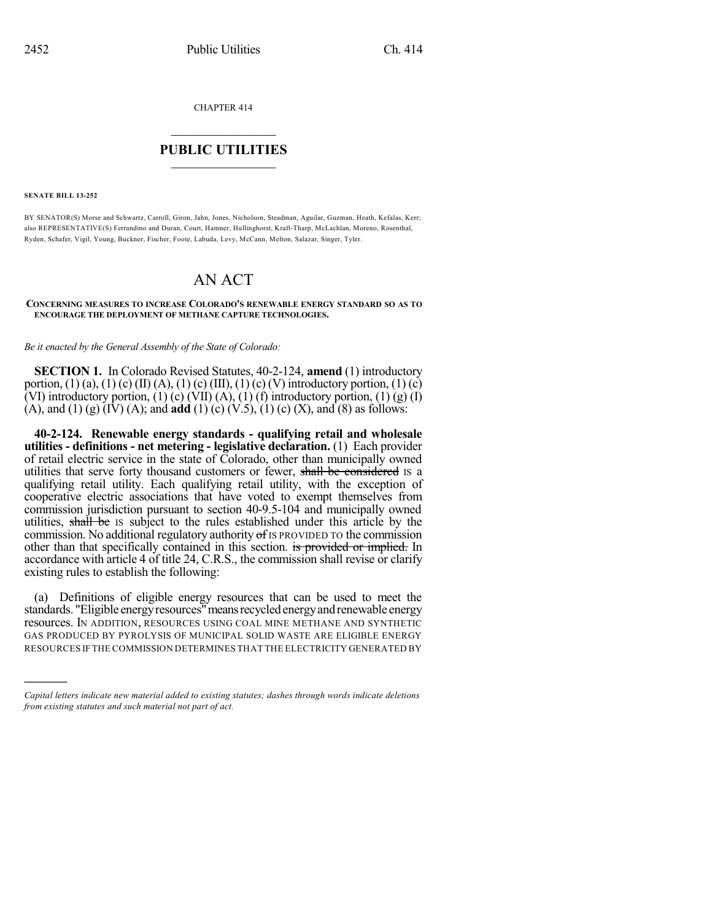CHAPTER 414

## PUBLIC UTILITIES

**SENATE BILL 13-252**

BY SENATOR(S) Morse and Schwartz, Carroll, Giron, Jahn, Jones, Nicholson, Steadman, Aguilar, Guzman, Heath, Kefalas, Kerr; also REPRESENTATIVE(S) Ferrandino and Duran, Court, Hamner, Hullinghorst, Kraft-Tharp, McLachlan, Moreno, Rosenthal, Ryden, Schafer, Vigil, Young, Buckner, Fischer, Foote, Labuda, Levy, McCann, Melton, Salazar, Singer, Tyler.

# AN ACT

**CONCERNING MEASURES TO INCREASE COLORADO'S RENEWABLE ENERGY STANDARD SO AS TO ENCOURAGE THE DEPLOYMENT OF METHANE CAPTURE TECHNOLOGIES.**

*Be it enacted by the General Assembly of the State of Colorado:*

**SECTION 1.** In Colorado Revised Statutes, 40-2-124, **amend** (1) introductory portion, (1) (a), (1) (c) (II) (A), (1) (c) (III), (1) (c) (V) introductory portion, (1) (c) (VI) introductory portion, (1) (c) (VII) (A), (1) (f) introductory portion, (1) (g) (I) (A), and (1) (g) (IV) (A); and **add** (1) (c) (V.5), (1) (c) (X), and (8) as follows:

**40-2-124. Renewable energy standards - qualifying retail and wholesale utilities - definitions - net metering - legislative declaration.** (1) Each provider of retail electric service in the state of Colorado, other than municipally owned utilities that serve forty thousand customers or fewer, ~~shall be considered~~ IS a qualifying retail utility. Each qualifying retail utility, with the exception of cooperative electric associations that have voted to exempt themselves from commission jurisdiction pursuant to section 40-9.5-104 and municipally owned utilities, ~~shall be~~ IS subject to the rules established under this article by the commission. No additional regulatory authority ~~of~~ IS PROVIDED TO the commission other than that specifically contained in this section. ~~is provided or implied.~~ In accordance with article 4 of title 24, C.R.S., the commission shall revise or clarify existing rules to establish the following:

(a) Definitions of eligible energy resources that can be used to meet the standards. "Eligible energy resources" means recycled energy and renewable energy resources. IN ADDITION, RESOURCES USING COAL MINE METHANE AND SYNTHETIC GAS PRODUCED BY PYROLYSIS OF MUNICIPAL SOLID WASTE ARE ELIGIBLE ENERGY RESOURCES IF THE COMMISSION DETERMINES THAT THE ELECTRICITY GENERATED BY

*Capital letters indicate new material added to existing statutes; dashes through words indicate deletions from existing statutes and such material not part of act.*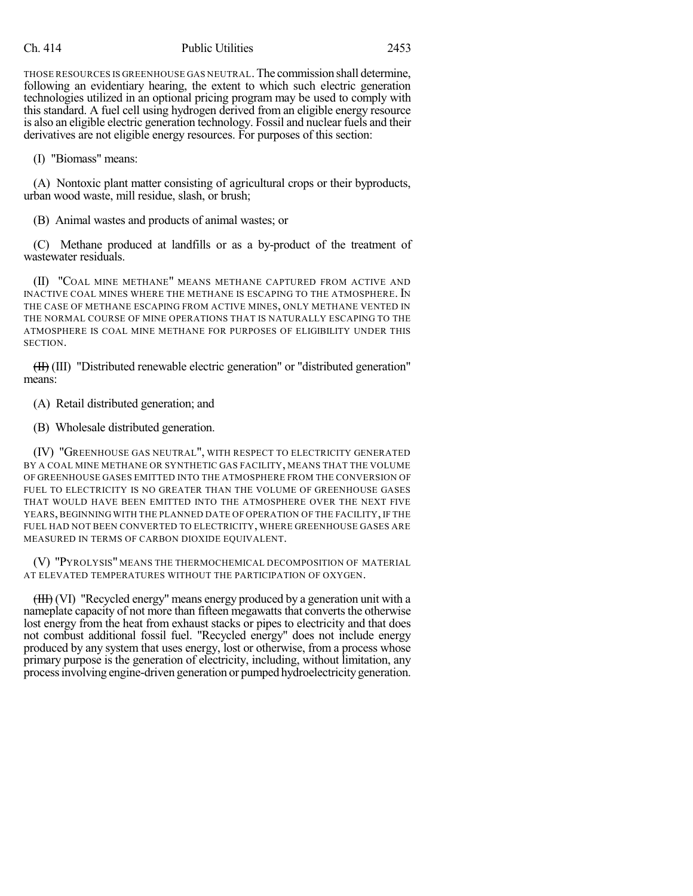THOSE RESOURCES IS GREENHOUSE GAS NEUTRAL. The commission shall determine, following an evidentiary hearing, the extent to which such electric generation technologies utilized in an optional pricing program may be used to comply with this standard. A fuel cell using hydrogen derived from an eligible energy resource is also an eligible electric generation technology. Fossil and nuclear fuels and their derivatives are not eligible energy resources. For purposes of this section:

(I) "Biomass" means:

(A) Nontoxic plant matter consisting of agricultural crops or their byproducts, urban wood waste, mill residue, slash, or brush;

(B) Animal wastes and products of animal wastes; or

(C) Methane produced at landfills or as a by-product of the treatment of wastewater residuals.

(II) "COAL MINE METHANE" MEANS METHANE CAPTURED FROM ACTIVE AND INACTIVE COAL MINES WHERE THE METHANE IS ESCAPING TO THE ATMOSPHERE. IN THE CASE OF METHANE ESCAPING FROM ACTIVE MINES, ONLY METHANE VENTED IN THE NORMAL COURSE OF MINE OPERATIONS THAT IS NATURALLY ESCAPING TO THE ATMOSPHERE IS COAL MINE METHANE FOR PURPOSES OF ELIGIBILITY UNDER THIS SECTION.

~~(II)~~ (III) "Distributed renewable electric generation" or "distributed generation" means:

(A) Retail distributed generation; and

(B) Wholesale distributed generation.

(IV) "GREENHOUSE GAS NEUTRAL", WITH RESPECT TO ELECTRICITY GENERATED BY A COAL MINE METHANE OR SYNTHETIC GAS FACILITY, MEANS THAT THE VOLUME OF GREENHOUSE GASES EMITTED INTO THE ATMOSPHERE FROM THE CONVERSION OF FUEL TO ELECTRICITY IS NO GREATER THAN THE VOLUME OF GREENHOUSE GASES THAT WOULD HAVE BEEN EMITTED INTO THE ATMOSPHERE OVER THE NEXT FIVE YEARS, BEGINNING WITH THE PLANNED DATE OF OPERATION OF THE FACILITY, IF THE FUEL HAD NOT BEEN CONVERTED TO ELECTRICITY, WHERE GREENHOUSE GASES ARE MEASURED IN TERMS OF CARBON DIOXIDE EQUIVALENT.

(V) "PYROLYSIS" MEANS THE THERMOCHEMICAL DECOMPOSITION OF MATERIAL AT ELEVATED TEMPERATURES WITHOUT THE PARTICIPATION OF OXYGEN.

~~(III)~~ (VI) "Recycled energy" means energy produced by a generation unit with a nameplate capacity of not more than fifteen megawatts that converts the otherwise lost energy from the heat from exhaust stacks or pipes to electricity and that does not combust additional fossil fuel. "Recycled energy" does not include energy produced by any system that uses energy, lost or otherwise, from a process whose primary purpose is the generation of electricity, including, without limitation, any process involving engine-driven generation or pumped hydroelectricity generation.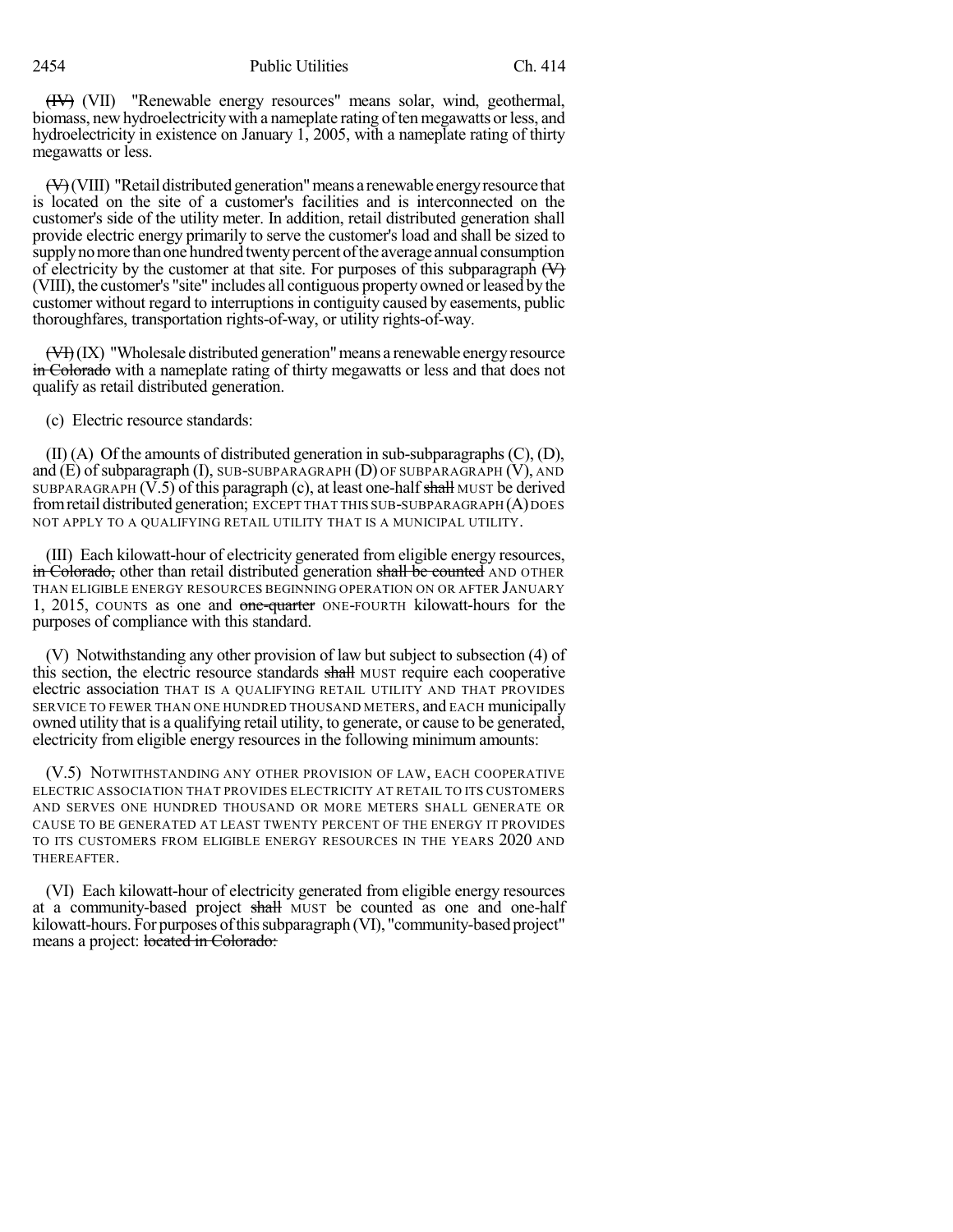~~(IV)~~ (VII) "Renewable energy resources" means solar, wind, geothermal, biomass, new hydroelectricity with a nameplate rating of ten megawatts or less, and hydroelectricity in existence on January 1, 2005, with a nameplate rating of thirty megawatts or less.

~~(V)~~ (VIII) "Retail distributed generation" means a renewable energy resource that is located on the site of a customer's facilities and is interconnected on the customer's side of the utility meter. In addition, retail distributed generation shall provide electric energy primarily to serve the customer's load and shall be sized to supply no more than one hundred twenty percent of the average annual consumption of electricity by the customer at that site. For purposes of this subparagraph ~~(V)~~ (VIII), the customer's "site" includes all contiguous property owned or leased by the customer without regard to interruptions in contiguity caused by easements, public thoroughfares, transportation rights-of-way, or utility rights-of-way.

~~(VI)~~ (IX) "Wholesale distributed generation" means a renewable energy resource ~~in Colorado~~ with a nameplate rating of thirty megawatts or less and that does not qualify as retail distributed generation.

(c) Electric resource standards:

(II) (A) Of the amounts of distributed generation in sub-subparagraphs (C), (D), and (E) of subparagraph (I), SUB-SUBPARAGRAPH (D) OF SUBPARAGRAPH (V), AND SUBPARAGRAPH (V.5) of this paragraph (c), at least one-half ~~shall~~ MUST be derived from retail distributed generation; EXCEPT THAT THIS SUB-SUBPARAGRAPH (A) DOES NOT APPLY TO A QUALIFYING RETAIL UTILITY THAT IS A MUNICIPAL UTILITY.

(III) Each kilowatt-hour of electricity generated from eligible energy resources, ~~in Colorado,~~ other than retail distributed generation ~~shall be counted~~ AND OTHER THAN ELIGIBLE ENERGY RESOURCES BEGINNING OPERATION ON OR AFTER JANUARY 1, 2015, COUNTS as one and ~~one-quarter~~ ONE-FOURTH kilowatt-hours for the purposes of compliance with this standard.

(V) Notwithstanding any other provision of law but subject to subsection (4) of this section, the electric resource standards ~~shall~~ MUST require each cooperative electric association THAT IS A QUALIFYING RETAIL UTILITY AND THAT PROVIDES SERVICE TO FEWER THAN ONE HUNDRED THOUSAND METERS, and EACH municipally owned utility that is a qualifying retail utility, to generate, or cause to be generated, electricity from eligible energy resources in the following minimum amounts:

(V.5) NOTWITHSTANDING ANY OTHER PROVISION OF LAW, EACH COOPERATIVE ELECTRIC ASSOCIATION THAT PROVIDES ELECTRICITY AT RETAIL TO ITS CUSTOMERS AND SERVES ONE HUNDRED THOUSAND OR MORE METERS SHALL GENERATE OR CAUSE TO BE GENERATED AT LEAST TWENTY PERCENT OF THE ENERGY IT PROVIDES TO ITS CUSTOMERS FROM ELIGIBLE ENERGY RESOURCES IN THE YEARS 2020 AND THEREAFTER.

(VI) Each kilowatt-hour of electricity generated from eligible energy resources at a community-based project ~~shall~~ MUST be counted as one and one-half kilowatt-hours. For purposes of this subparagraph (VI), "community-based project" means a project: ~~located in Colorado:~~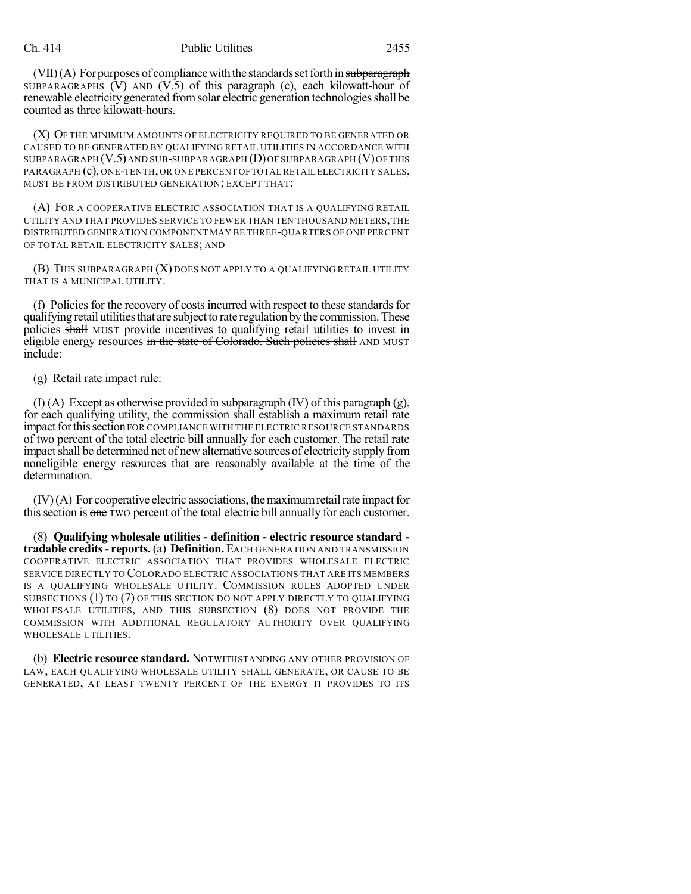(VII) (A) For purposes of compliance with the standards set forth in ~~subparagraph~~ SUBPARAGRAPHS (V) AND (V.5) of this paragraph (c), each kilowatt-hour of renewable electricity generated from solar electric generation technologies shall be counted as three kilowatt-hours.

(X) OF THE MINIMUM AMOUNTS OF ELECTRICITY REQUIRED TO BE GENERATED OR CAUSED TO BE GENERATED BY QUALIFYING RETAIL UTILITIES IN ACCORDANCE WITH SUBPARAGRAPH (V.5) AND SUB-SUBPARAGRAPH (D) OF SUBPARAGRAPH (V) OF THIS PARAGRAPH (c), ONE-TENTH, OR ONE PERCENT OF TOTAL RETAIL ELECTRICITY SALES, MUST BE FROM DISTRIBUTED GENERATION; EXCEPT THAT:

(A) FOR A COOPERATIVE ELECTRIC ASSOCIATION THAT IS A QUALIFYING RETAIL UTILITY AND THAT PROVIDES SERVICE TO FEWER THAN TEN THOUSAND METERS, THE DISTRIBUTED GENERATION COMPONENT MAY BE THREE-QUARTERS OF ONE PERCENT OF TOTAL RETAIL ELECTRICITY SALES; AND

(B) THIS SUBPARAGRAPH (X) DOES NOT APPLY TO A QUALIFYING RETAIL UTILITY THAT IS A MUNICIPAL UTILITY.

(f) Policies for the recovery of costs incurred with respect to these standards for qualifying retail utilities that are subject to rate regulation by the commission. These policies ~~shall~~ MUST provide incentives to qualifying retail utilities to invest in eligible energy resources ~~in the state of Colorado. Such policies shall~~ AND MUST include:

(g) Retail rate impact rule:

(I) (A) Except as otherwise provided in subparagraph (IV) of this paragraph (g), for each qualifying utility, the commission shall establish a maximum retail rate impact for this section FOR COMPLIANCE WITH THE ELECTRIC RESOURCE STANDARDS of two percent of the total electric bill annually for each customer. The retail rate impact shall be determined net of new alternative sources of electricity supply from noneligible energy resources that are reasonably available at the time of the determination.

(IV) (A) For cooperative electric associations, the maximum retail rate impact for this section is ~~one~~ TWO percent of the total electric bill annually for each customer.

(8) **Qualifying wholesale utilities - definition - electric resource standard - tradable credits - reports.** (a) **Definition.** EACH GENERATION AND TRANSMISSION COOPERATIVE ELECTRIC ASSOCIATION THAT PROVIDES WHOLESALE ELECTRIC SERVICE DIRECTLY TO COLORADO ELECTRIC ASSOCIATIONS THAT ARE ITS MEMBERS IS A QUALIFYING WHOLESALE UTILITY. COMMISSION RULES ADOPTED UNDER SUBSECTIONS (1) TO (7) OF THIS SECTION DO NOT APPLY DIRECTLY TO QUALIFYING WHOLESALE UTILITIES, AND THIS SUBSECTION (8) DOES NOT PROVIDE THE COMMISSION WITH ADDITIONAL REGULATORY AUTHORITY OVER QUALIFYING WHOLESALE UTILITIES.

(b) **Electric resource standard.** NOTWITHSTANDING ANY OTHER PROVISION OF LAW, EACH QUALIFYING WHOLESALE UTILITY SHALL GENERATE, OR CAUSE TO BE GENERATED, AT LEAST TWENTY PERCENT OF THE ENERGY IT PROVIDES TO ITS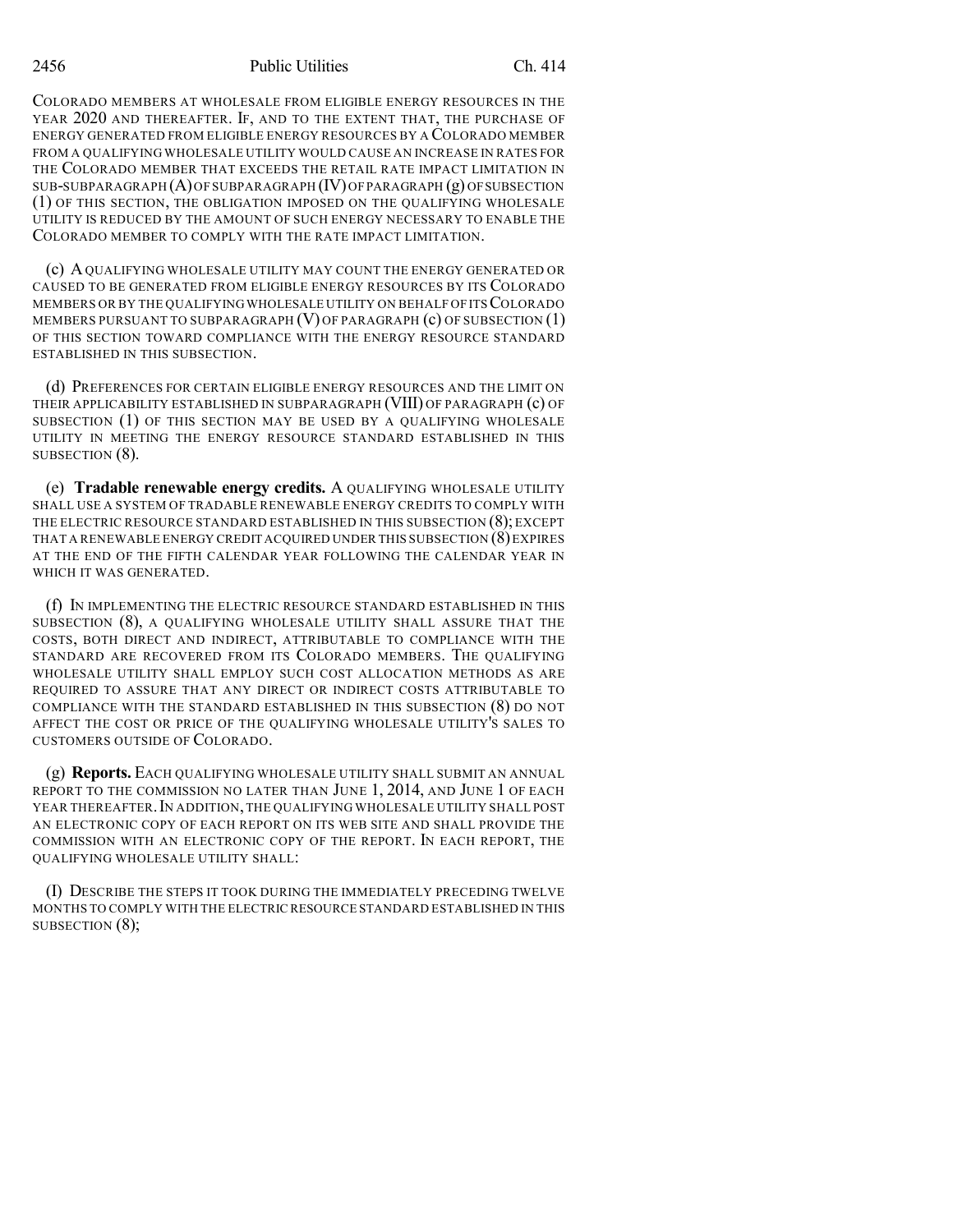COLORADO MEMBERS AT WHOLESALE FROM ELIGIBLE ENERGY RESOURCES IN THE YEAR 2020 AND THEREAFTER. IF, AND TO THE EXTENT THAT, THE PURCHASE OF ENERGY GENERATED FROM ELIGIBLE ENERGY RESOURCES BY A COLORADO MEMBER FROM A QUALIFYING WHOLESALE UTILITY WOULD CAUSE AN INCREASE IN RATES FOR THE COLORADO MEMBER THAT EXCEEDS THE RETAIL RATE IMPACT LIMITATION IN SUB-SUBPARAGRAPH (A) OF SUBPARAGRAPH (IV) OF PARAGRAPH (g) OF SUBSECTION (1) OF THIS SECTION, THE OBLIGATION IMPOSED ON THE QUALIFYING WHOLESALE UTILITY IS REDUCED BY THE AMOUNT OF SUCH ENERGY NECESSARY TO ENABLE THE COLORADO MEMBER TO COMPLY WITH THE RATE IMPACT LIMITATION.

(c) A QUALIFYING WHOLESALE UTILITY MAY COUNT THE ENERGY GENERATED OR CAUSED TO BE GENERATED FROM ELIGIBLE ENERGY RESOURCES BY ITS COLORADO MEMBERS OR BY THE QUALIFYING WHOLESALE UTILITY ON BEHALF OF ITS COLORADO MEMBERS PURSUANT TO SUBPARAGRAPH (V) OF PARAGRAPH (c) OF SUBSECTION (1) OF THIS SECTION TOWARD COMPLIANCE WITH THE ENERGY RESOURCE STANDARD ESTABLISHED IN THIS SUBSECTION.

(d) PREFERENCES FOR CERTAIN ELIGIBLE ENERGY RESOURCES AND THE LIMIT ON THEIR APPLICABILITY ESTABLISHED IN SUBPARAGRAPH (VIII) OF PARAGRAPH (c) OF SUBSECTION (1) OF THIS SECTION MAY BE USED BY A QUALIFYING WHOLESALE UTILITY IN MEETING THE ENERGY RESOURCE STANDARD ESTABLISHED IN THIS SUBSECTION (8).

(e) **Tradable renewable energy credits.** A QUALIFYING WHOLESALE UTILITY SHALL USE A SYSTEM OF TRADABLE RENEWABLE ENERGY CREDITS TO COMPLY WITH THE ELECTRIC RESOURCE STANDARD ESTABLISHED IN THIS SUBSECTION (8); EXCEPT THAT A RENEWABLE ENERGY CREDIT ACQUIRED UNDER THIS SUBSECTION (8) EXPIRES AT THE END OF THE FIFTH CALENDAR YEAR FOLLOWING THE CALENDAR YEAR IN WHICH IT WAS GENERATED.

(f) IN IMPLEMENTING THE ELECTRIC RESOURCE STANDARD ESTABLISHED IN THIS SUBSECTION (8), A QUALIFYING WHOLESALE UTILITY SHALL ASSURE THAT THE COSTS, BOTH DIRECT AND INDIRECT, ATTRIBUTABLE TO COMPLIANCE WITH THE STANDARD ARE RECOVERED FROM ITS COLORADO MEMBERS. THE QUALIFYING WHOLESALE UTILITY SHALL EMPLOY SUCH COST ALLOCATION METHODS AS ARE REQUIRED TO ASSURE THAT ANY DIRECT OR INDIRECT COSTS ATTRIBUTABLE TO COMPLIANCE WITH THE STANDARD ESTABLISHED IN THIS SUBSECTION (8) DO NOT AFFECT THE COST OR PRICE OF THE QUALIFYING WHOLESALE UTILITY'S SALES TO CUSTOMERS OUTSIDE OF COLORADO.

(g) **Reports.** EACH QUALIFYING WHOLESALE UTILITY SHALL SUBMIT AN ANNUAL REPORT TO THE COMMISSION NO LATER THAN JUNE 1, 2014, AND JUNE 1 OF EACH YEAR THEREAFTER. IN ADDITION, THE QUALIFYING WHOLESALE UTILITY SHALL POST AN ELECTRONIC COPY OF EACH REPORT ON ITS WEB SITE AND SHALL PROVIDE THE COMMISSION WITH AN ELECTRONIC COPY OF THE REPORT. IN EACH REPORT, THE QUALIFYING WHOLESALE UTILITY SHALL:

(I) DESCRIBE THE STEPS IT TOOK DURING THE IMMEDIATELY PRECEDING TWELVE MONTHS TO COMPLY WITH THE ELECTRIC RESOURCE STANDARD ESTABLISHED IN THIS SUBSECTION (8);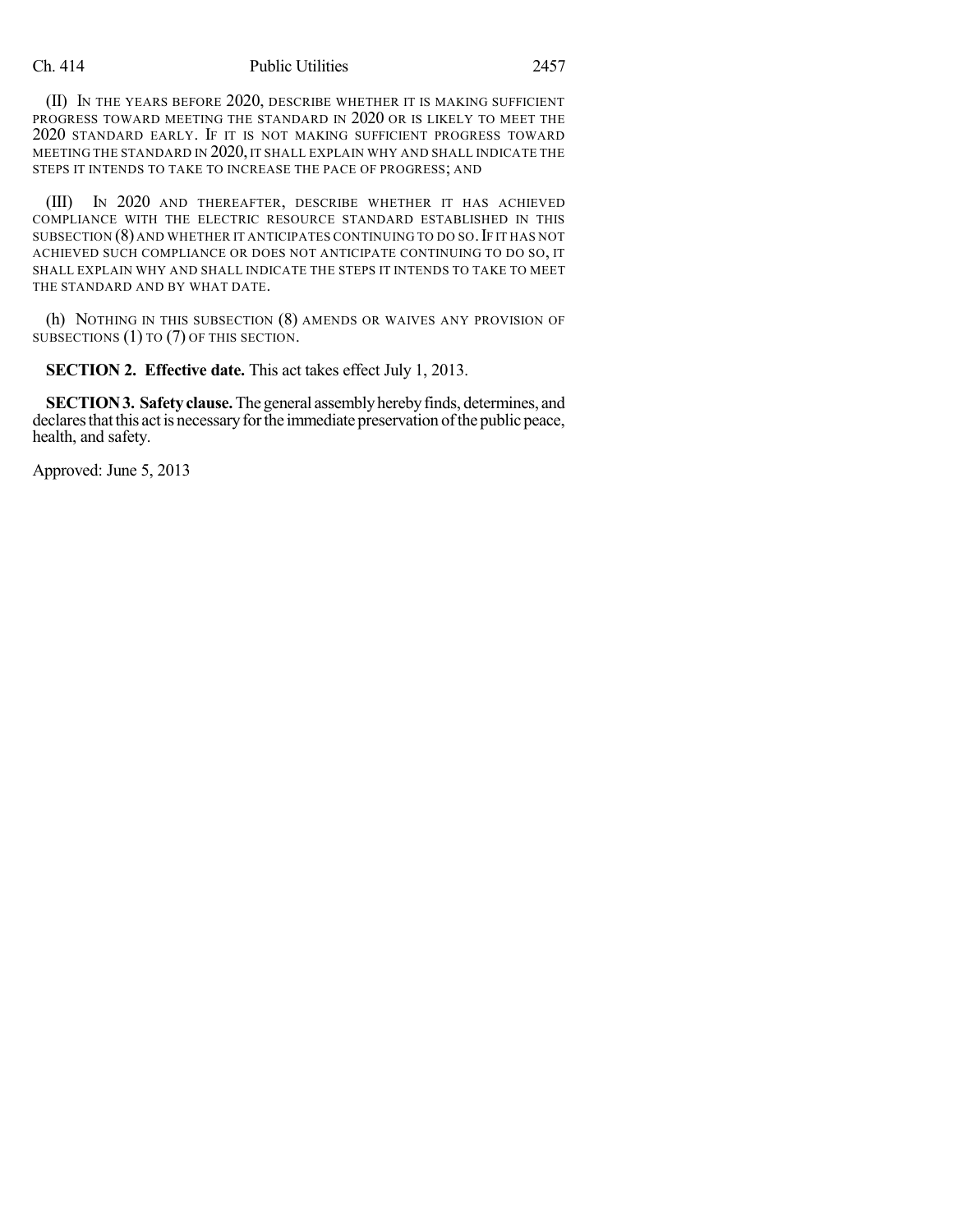(II) IN THE YEARS BEFORE 2020, DESCRIBE WHETHER IT IS MAKING SUFFICIENT PROGRESS TOWARD MEETING THE STANDARD IN 2020 OR IS LIKELY TO MEET THE 2020 STANDARD EARLY. IF IT IS NOT MAKING SUFFICIENT PROGRESS TOWARD MEETING THE STANDARD IN 2020, IT SHALL EXPLAIN WHY AND SHALL INDICATE THE STEPS IT INTENDS TO TAKE TO INCREASE THE PACE OF PROGRESS; AND

(III) IN 2020 AND THEREAFTER, DESCRIBE WHETHER IT HAS ACHIEVED COMPLIANCE WITH THE ELECTRIC RESOURCE STANDARD ESTABLISHED IN THIS SUBSECTION (8) AND WHETHER IT ANTICIPATES CONTINUING TO DO SO. IF IT HAS NOT ACHIEVED SUCH COMPLIANCE OR DOES NOT ANTICIPATE CONTINUING TO DO SO, IT SHALL EXPLAIN WHY AND SHALL INDICATE THE STEPS IT INTENDS TO TAKE TO MEET THE STANDARD AND BY WHAT DATE.

(h) NOTHING IN THIS SUBSECTION (8) AMENDS OR WAIVES ANY PROVISION OF SUBSECTIONS (1) TO (7) OF THIS SECTION.

**SECTION 2. Effective date.** This act takes effect July 1, 2013.

**SECTION 3. Safety clause.** The general assembly hereby finds, determines, and declares that this act is necessary for the immediate preservation of the public peace, health, and safety.

Approved: June 5, 2013